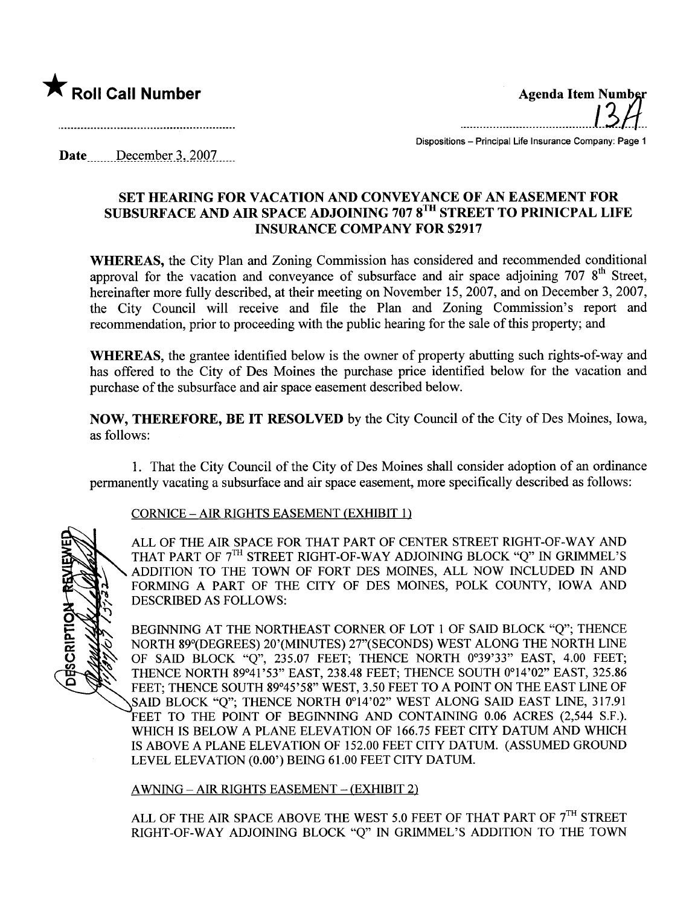★ **Roll Call Number**

**Agenda Item Number**

13A

Dispositions – Principal Life Insurance Company: Page 1

**Date** December 3, 2007

## SET HEARING FOR VACATION AND CONVEYANCE OF AN EASEMENT FOR SUBSURFACE AND AIR SPACE ADJOINING 707 8TH STREET TO PRINICPAL LIFE INSURANCE COMPANY FOR $2917

**WHEREAS,** the City Plan and Zoning Commission has considered and recommended conditional approval for the vacation and conveyance of subsurface and air space adjoining 707 8th Street, hereinafter more fully described, at their meeting on November 15, 2007, and on December 3, 2007, the City Council will receive and file the Plan and Zoning Commission's report and recommendation, prior to proceeding with the public hearing for the sale of this property; and

**WHEREAS,** the grantee identified below is the owner of property abutting such rights-of-way and has offered to the City of Des Moines the purchase price identified below for the vacation and purchase of the subsurface and air space easement described below.

**NOW, THEREFORE, BE IT RESOLVED** by the City Council of the City of Des Moines, Iowa, as follows:

1. That the City Council of the City of Des Moines shall consider adoption of an ordinance permanently vacating a subsurface and air space easement, more specifically described as follows:

CORNICE – AIR RIGHTS EASEMENT (EXHIBIT 1)

ALL OF THE AIR SPACE FOR THAT PART OF CENTER STREET RIGHT-OF-WAY AND THAT PART OF 7TH STREET RIGHT-OF-WAY ADJOINING BLOCK "Q" IN GRIMMEL'S ADDITION TO THE TOWN OF FORT DES MOINES, ALL NOW INCLUDED IN AND FORMING A PART OF THE CITY OF DES MOINES, POLK COUNTY, IOWA AND DESCRIBED AS FOLLOWS:

BEGINNING AT THE NORTHEAST CORNER OF LOT 1 OF SAID BLOCK "Q"; THENCE NORTH 89°(DEGREES) 20'(MINUTES) 27"(SECONDS) WEST ALONG THE NORTH LINE OF SAID BLOCK "Q", 235.07 FEET; THENCE NORTH 0°39'33" EAST, 4.00 FEET; THENCE NORTH 89°41'53" EAST, 238.48 FEET; THENCE SOUTH 0°14'02" EAST, 325.86 FEET; THENCE SOUTH 89°45'58" WEST, 3.50 FEET TO A POINT ON THE EAST LINE OF SAID BLOCK "Q"; THENCE NORTH 0°14'02" WEST ALONG SAID EAST LINE, 317.91 FEET TO THE POINT OF BEGINNING AND CONTAINING 0.06 ACRES (2,544 S.F.). WHICH IS BELOW A PLANE ELEVATION OF 166.75 FEET CITY DATUM AND WHICH IS ABOVE A PLANE ELEVATION OF 152.00 FEET CITY DATUM. (ASSUMED GROUND LEVEL ELEVATION (0.00') BEING 61.00 FEET CITY DATUM.

AWNING – AIR RIGHTS EASEMENT – (EXHIBIT 2)

ALL OF THE AIR SPACE ABOVE THE WEST 5.0 FEET OF THAT PART OF 7TH STREET RIGHT-OF-WAY ADJOINING BLOCK "Q" IN GRIMMEL'S ADDITION TO THE TOWN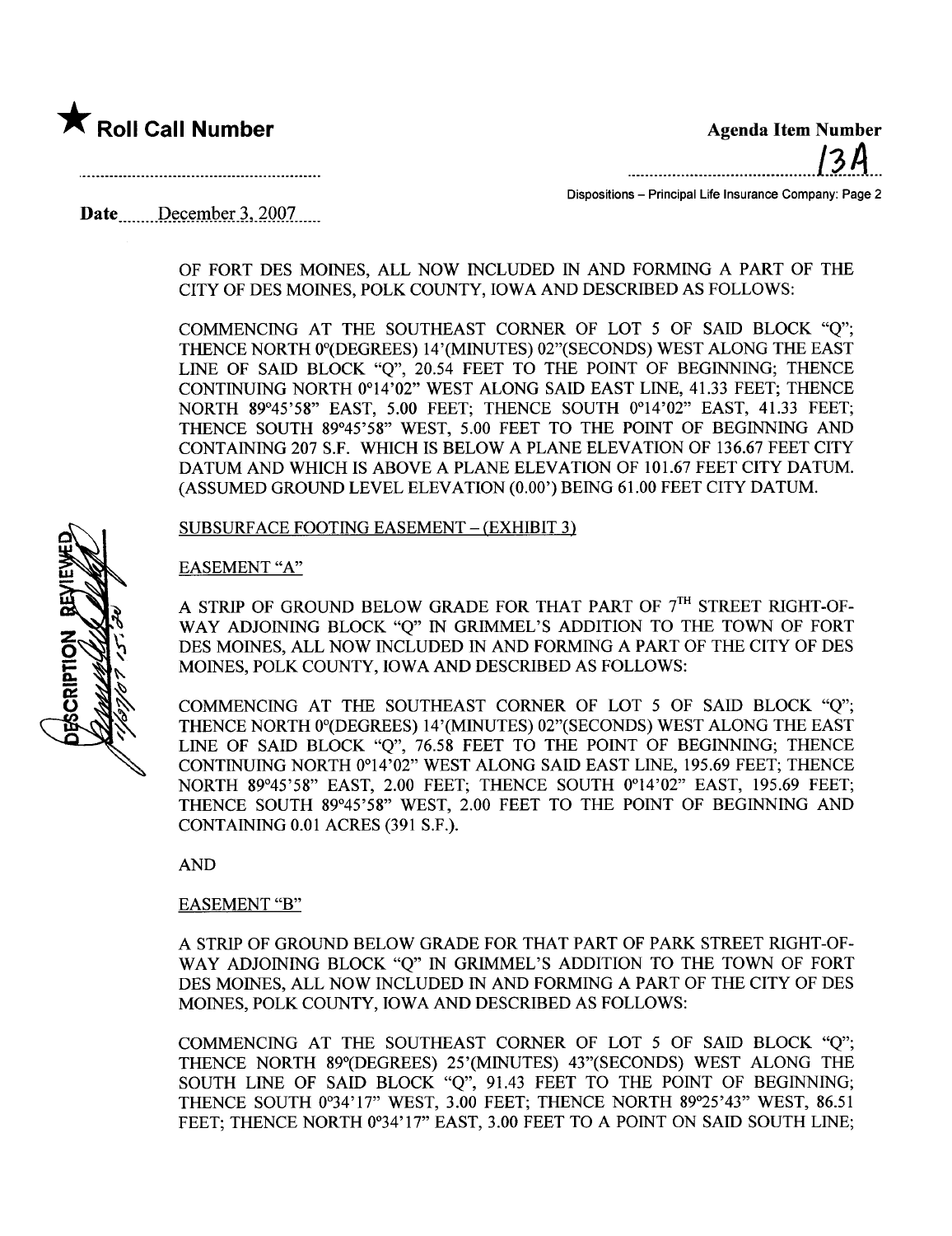★ **Roll Call Number**

**Agenda Item Number**

13A

Dispositions – Principal Life Insurance Company: Page 2

**Date** December 3, 2007

OF FORT DES MOINES, ALL NOW INCLUDED IN AND FORMING A PART OF THE CITY OF DES MOINES, POLK COUNTY, IOWA AND DESCRIBED AS FOLLOWS:

COMMENCING AT THE SOUTHEAST CORNER OF LOT 5 OF SAID BLOCK "Q"; THENCE NORTH 0°(DEGREES) 14'(MINUTES) 02"(SECONDS) WEST ALONG THE EAST LINE OF SAID BLOCK "Q", 20.54 FEET TO THE POINT OF BEGINNING; THENCE CONTINUING NORTH 0°14'02" WEST ALONG SAID EAST LINE, 41.33 FEET; THENCE NORTH 89°45'58" EAST, 5.00 FEET; THENCE SOUTH 0°14'02" EAST, 41.33 FEET; THENCE SOUTH 89°45'58" WEST, 5.00 FEET TO THE POINT OF BEGINNING AND CONTAINING 207 S.F. WHICH IS BELOW A PLANE ELEVATION OF 136.67 FEET CITY DATUM AND WHICH IS ABOVE A PLANE ELEVATION OF 101.67 FEET CITY DATUM. (ASSUMED GROUND LEVEL ELEVATION (0.00') BEING 61.00 FEET CITY DATUM.

SUBSURFACE FOOTING EASEMENT – (EXHIBIT 3)

EASEMENT "A"

A STRIP OF GROUND BELOW GRADE FOR THAT PART OF 7TH STREET RIGHT-OF-WAY ADJOINING BLOCK "Q" IN GRIMMEL'S ADDITION TO THE TOWN OF FORT DES MOINES, ALL NOW INCLUDED IN AND FORMING A PART OF THE CITY OF DES MOINES, POLK COUNTY, IOWA AND DESCRIBED AS FOLLOWS:

COMMENCING AT THE SOUTHEAST CORNER OF LOT 5 OF SAID BLOCK "Q"; THENCE NORTH 0°(DEGREES) 14'(MINUTES) 02"(SECONDS) WEST ALONG THE EAST LINE OF SAID BLOCK "Q", 76.58 FEET TO THE POINT OF BEGINNING; THENCE CONTINUING NORTH 0°14'02" WEST ALONG SAID EAST LINE, 195.69 FEET; THENCE NORTH 89°45'58" EAST, 2.00 FEET; THENCE SOUTH 0°14'02" EAST, 195.69 FEET; THENCE SOUTH 89°45'58" WEST, 2.00 FEET TO THE POINT OF BEGINNING AND CONTAINING 0.01 ACRES (391 S.F.).

AND

EASEMENT "B"

A STRIP OF GROUND BELOW GRADE FOR THAT PART OF PARK STREET RIGHT-OF-WAY ADJOINING BLOCK "Q" IN GRIMMEL'S ADDITION TO THE TOWN OF FORT DES MOINES, ALL NOW INCLUDED IN AND FORMING A PART OF THE CITY OF DES MOINES, POLK COUNTY, IOWA AND DESCRIBED AS FOLLOWS:

COMMENCING AT THE SOUTHEAST CORNER OF LOT 5 OF SAID BLOCK "Q"; THENCE NORTH 89°(DEGREES) 25'(MINUTES) 43"(SECONDS) WEST ALONG THE SOUTH LINE OF SAID BLOCK "Q", 91.43 FEET TO THE POINT OF BEGINNING; THENCE SOUTH 0°34'17" WEST, 3.00 FEET; THENCE NORTH 89°25'43" WEST, 86.51 FEET; THENCE NORTH 0°34'17" EAST, 3.00 FEET TO A POINT ON SAID SOUTH LINE;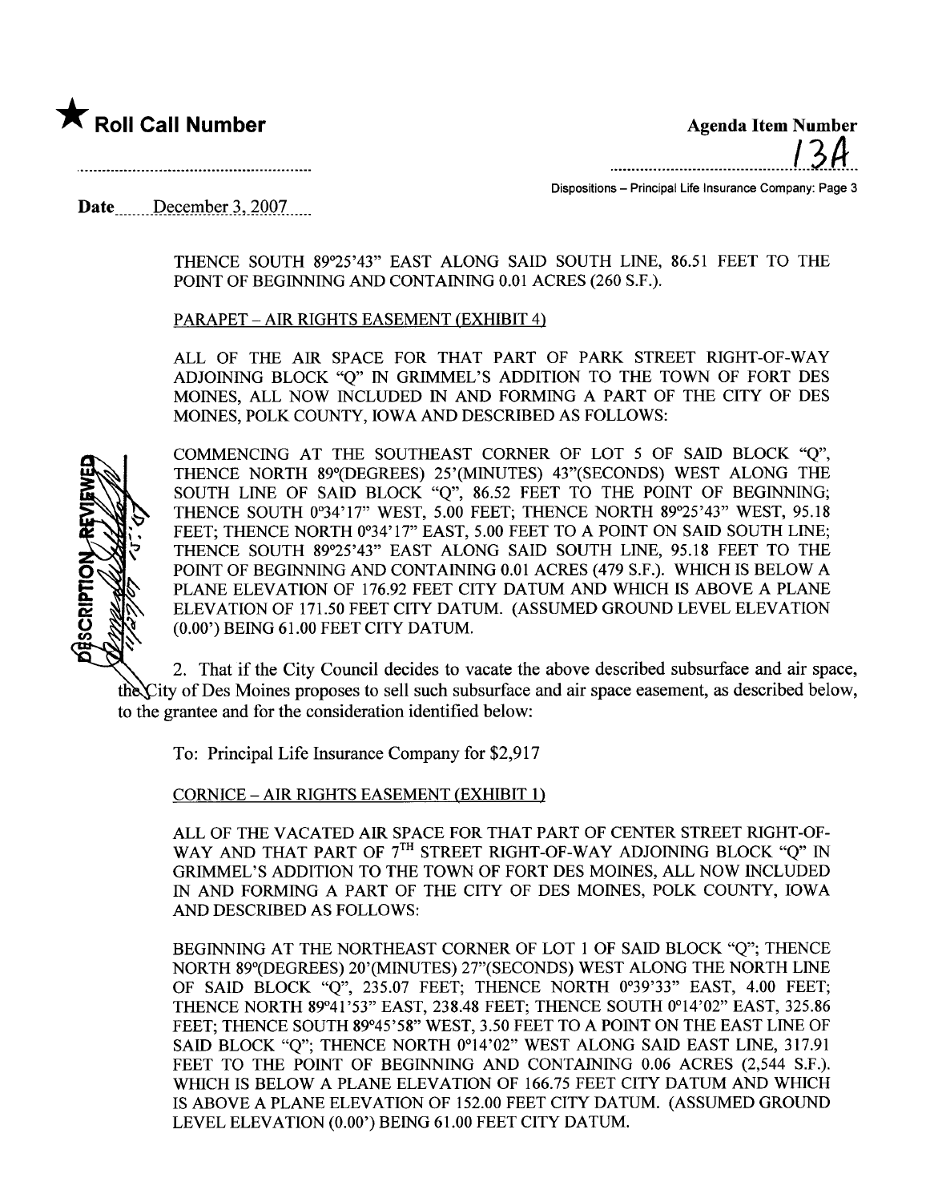THENCE SOUTH 89°25'43" EAST ALONG SAID SOUTH LINE, 86.51 FEET TO THE POINT OF BEGINNING AND CONTAINING 0.01 ACRES (260 S.F.).

PARAPET – AIR RIGHTS EASEMENT (EXHIBIT 4)

ALL OF THE AIR SPACE FOR THAT PART OF PARK STREET RIGHT-OF-WAY ADJOINING BLOCK "Q" IN GRIMMEL'S ADDITION TO THE TOWN OF FORT DES MOINES, ALL NOW INCLUDED IN AND FORMING A PART OF THE CITY OF DES MOINES, POLK COUNTY, IOWA AND DESCRIBED AS FOLLOWS:

COMMENCING AT THE SOUTHEAST CORNER OF LOT 5 OF SAID BLOCK "Q", THENCE NORTH 89°(DEGREES) 25'(MINUTES) 43"(SECONDS) WEST ALONG THE SOUTH LINE OF SAID BLOCK "Q", 86.52 FEET TO THE POINT OF BEGINNING; THENCE SOUTH 0°34'17" WEST, 5.00 FEET; THENCE NORTH 89°25'43" WEST, 95.18 FEET; THENCE NORTH 0°34'17" EAST, 5.00 FEET TO A POINT ON SAID SOUTH LINE; THENCE SOUTH 89°25'43" EAST ALONG SAID SOUTH LINE, 95.18 FEET TO THE POINT OF BEGINNING AND CONTAINING 0.01 ACRES (479 S.F.). WHICH IS BELOW A PLANE ELEVATION OF 176.92 FEET CITY DATUM AND WHICH IS ABOVE A PLANE ELEVATION OF 171.50 FEET CITY DATUM. (ASSUMED GROUND LEVEL ELEVATION (0.00') BEING 61.00 FEET CITY DATUM.

2. That if the City Council decides to vacate the above described subsurface and air space, the City of Des Moines proposes to sell such subsurface and air space easement, as described below, to the grantee and for the consideration identified below:

To: Principal Life Insurance Company for $2,917

CORNICE – AIR RIGHTS EASEMENT (EXHIBIT 1)

ALL OF THE VACATED AIR SPACE FOR THAT PART OF CENTER STREET RIGHT-OF-WAY AND THAT PART OF 7TH STREET RIGHT-OF-WAY ADJOINING BLOCK "Q" IN GRIMMEL'S ADDITION TO THE TOWN OF FORT DES MOINES, ALL NOW INCLUDED IN AND FORMING A PART OF THE CITY OF DES MOINES, POLK COUNTY, IOWA AND DESCRIBED AS FOLLOWS:

BEGINNING AT THE NORTHEAST CORNER OF LOT 1 OF SAID BLOCK "Q"; THENCE NORTH 89°(DEGREES) 20'(MINUTES) 27"(SECONDS) WEST ALONG THE NORTH LINE OF SAID BLOCK "Q", 235.07 FEET; THENCE NORTH 0°39'33" EAST, 4.00 FEET; THENCE NORTH 89°41'53" EAST, 238.48 FEET; THENCE SOUTH 0°14'02" EAST, 325.86 FEET; THENCE SOUTH 89°45'58" WEST, 3.50 FEET TO A POINT ON THE EAST LINE OF SAID BLOCK "Q"; THENCE NORTH 0°14'02" WEST ALONG SAID EAST LINE, 317.91 FEET TO THE POINT OF BEGINNING AND CONTAINING 0.06 ACRES (2,544 S.F.). WHICH IS BELOW A PLANE ELEVATION OF 166.75 FEET CITY DATUM AND WHICH IS ABOVE A PLANE ELEVATION OF 152.00 FEET CITY DATUM. (ASSUMED GROUND LEVEL ELEVATION (0.00') BEING 61.00 FEET CITY DATUM.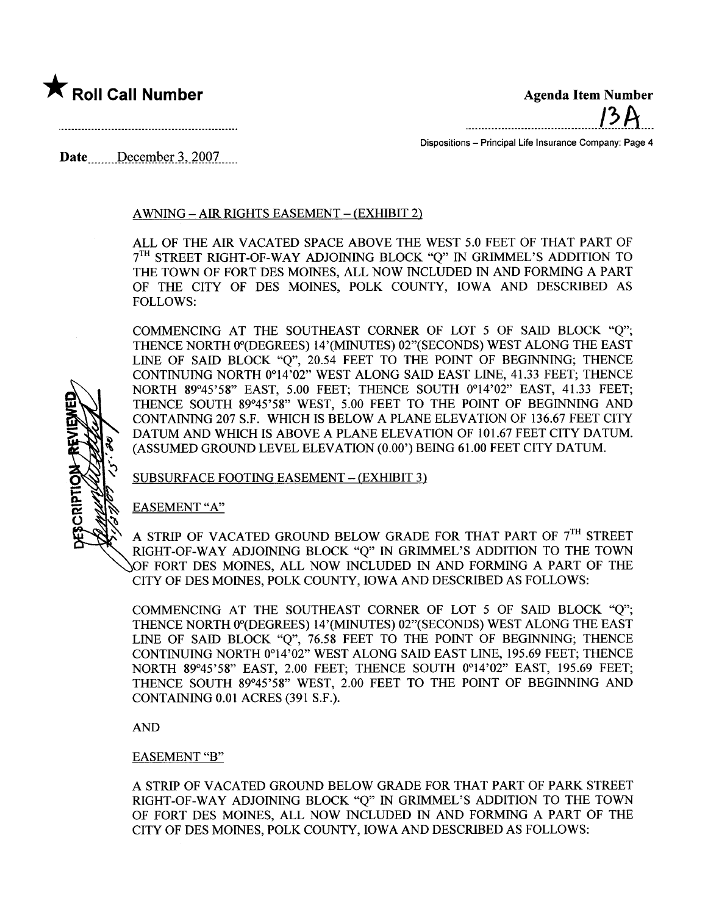★ **Roll Call Number**

**Agenda Item Number**

13A

Dispositions – Principal Life Insurance Company: Page 4

**Date** December 3, 2007

AWNING – AIR RIGHTS EASEMENT – (EXHIBIT 2)

ALL OF THE AIR VACATED SPACE ABOVE THE WEST 5.0 FEET OF THAT PART OF 7TH STREET RIGHT-OF-WAY ADJOINING BLOCK "Q" IN GRIMMEL'S ADDITION TO THE TOWN OF FORT DES MOINES, ALL NOW INCLUDED IN AND FORMING A PART OF THE CITY OF DES MOINES, POLK COUNTY, IOWA AND DESCRIBED AS FOLLOWS:

COMMENCING AT THE SOUTHEAST CORNER OF LOT 5 OF SAID BLOCK "Q"; THENCE NORTH 0°(DEGREES) 14'(MINUTES) 02"(SECONDS) WEST ALONG THE EAST LINE OF SAID BLOCK "Q", 20.54 FEET TO THE POINT OF BEGINNING; THENCE CONTINUING NORTH 0°14'02" WEST ALONG SAID EAST LINE, 41.33 FEET; THENCE NORTH 89°45'58" EAST, 5.00 FEET; THENCE SOUTH 0°14'02" EAST, 41.33 FEET; THENCE SOUTH 89°45'58" WEST, 5.00 FEET TO THE POINT OF BEGINNING AND CONTAINING 207 S.F. WHICH IS BELOW A PLANE ELEVATION OF 136.67 FEET CITY DATUM AND WHICH IS ABOVE A PLANE ELEVATION OF 101.67 FEET CITY DATUM. (ASSUMED GROUND LEVEL ELEVATION (0.00') BEING 61.00 FEET CITY DATUM.

SUBSURFACE FOOTING EASEMENT – (EXHIBIT 3)

EASEMENT "A"

A STRIP OF VACATED GROUND BELOW GRADE FOR THAT PART OF 7TH STREET RIGHT-OF-WAY ADJOINING BLOCK "Q" IN GRIMMEL'S ADDITION TO THE TOWN OF FORT DES MOINES, ALL NOW INCLUDED IN AND FORMING A PART OF THE CITY OF DES MOINES, POLK COUNTY, IOWA AND DESCRIBED AS FOLLOWS:

COMMENCING AT THE SOUTHEAST CORNER OF LOT 5 OF SAID BLOCK "Q"; THENCE NORTH 0°(DEGREES) 14'(MINUTES) 02"(SECONDS) WEST ALONG THE EAST LINE OF SAID BLOCK "Q", 76.58 FEET TO THE POINT OF BEGINNING; THENCE CONTINUING NORTH 0°14'02" WEST ALONG SAID EAST LINE, 195.69 FEET; THENCE NORTH 89°45'58" EAST, 2.00 FEET; THENCE SOUTH 0°14'02" EAST, 195.69 FEET; THENCE SOUTH 89°45'58" WEST, 2.00 FEET TO THE POINT OF BEGINNING AND CONTAINING 0.01 ACRES (391 S.F.).

AND

EASEMENT "B"

A STRIP OF VACATED GROUND BELOW GRADE FOR THAT PART OF PARK STREET RIGHT-OF-WAY ADJOINING BLOCK "Q" IN GRIMMEL'S ADDITION TO THE TOWN OF FORT DES MOINES, ALL NOW INCLUDED IN AND FORMING A PART OF THE CITY OF DES MOINES, POLK COUNTY, IOWA AND DESCRIBED AS FOLLOWS: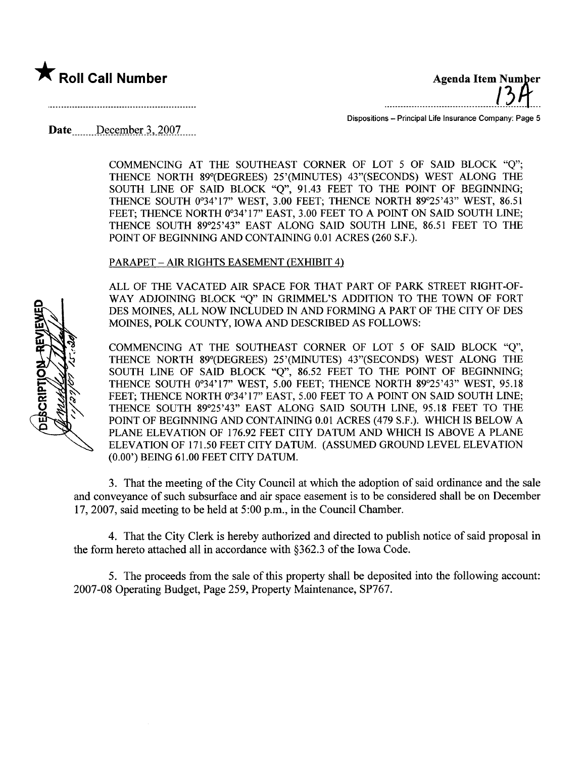★ **Roll Call Number**

**Agenda Item Number**
13A

Dispositions – Principal Life Insurance Company: Page 5

**Date** December 3, 2007

COMMENCING AT THE SOUTHEAST CORNER OF LOT 5 OF SAID BLOCK "Q"; THENCE NORTH 89°(DEGREES) 25'(MINUTES) 43"(SECONDS) WEST ALONG THE SOUTH LINE OF SAID BLOCK "Q", 91.43 FEET TO THE POINT OF BEGINNING; THENCE SOUTH 0°34'17" WEST, 3.00 FEET; THENCE NORTH 89°25'43" WEST, 86.51 FEET; THENCE NORTH 0°34'17" EAST, 3.00 FEET TO A POINT ON SAID SOUTH LINE; THENCE SOUTH 89°25'43" EAST ALONG SAID SOUTH LINE, 86.51 FEET TO THE POINT OF BEGINNING AND CONTAINING 0.01 ACRES (260 S.F.).

PARAPET – AIR RIGHTS EASEMENT (EXHIBIT 4)

ALL OF THE VACATED AIR SPACE FOR THAT PART OF PARK STREET RIGHT-OF-WAY ADJOINING BLOCK "Q" IN GRIMMEL'S ADDITION TO THE TOWN OF FORT DES MOINES, ALL NOW INCLUDED IN AND FORMING A PART OF THE CITY OF DES MOINES, POLK COUNTY, IOWA AND DESCRIBED AS FOLLOWS:

COMMENCING AT THE SOUTHEAST CORNER OF LOT 5 OF SAID BLOCK "Q", THENCE NORTH 89°(DEGREES) 25'(MINUTES) 43"(SECONDS) WEST ALONG THE SOUTH LINE OF SAID BLOCK "Q", 86.52 FEET TO THE POINT OF BEGINNING; THENCE SOUTH 0°34'17" WEST, 5.00 FEET; THENCE NORTH 89°25'43" WEST, 95.18 FEET; THENCE NORTH 0°34'17" EAST, 5.00 FEET TO A POINT ON SAID SOUTH LINE; THENCE SOUTH 89°25'43" EAST ALONG SAID SOUTH LINE, 95.18 FEET TO THE POINT OF BEGINNING AND CONTAINING 0.01 ACRES (479 S.F.). WHICH IS BELOW A PLANE ELEVATION OF 176.92 FEET CITY DATUM AND WHICH IS ABOVE A PLANE ELEVATION OF 171.50 FEET CITY DATUM. (ASSUMED GROUND LEVEL ELEVATION (0.00') BEING 61.00 FEET CITY DATUM.

DESCRIPTION REVIEWED 11/27/07

3. That the meeting of the City Council at which the adoption of said ordinance and the sale and conveyance of such subsurface and air space easement is to be considered shall be on December 17, 2007, said meeting to be held at 5:00 p.m., in the Council Chamber.

4. That the City Clerk is hereby authorized and directed to publish notice of said proposal in the form hereto attached all in accordance with §362.3 of the Iowa Code.

5. The proceeds from the sale of this property shall be deposited into the following account: 2007-08 Operating Budget, Page 259, Property Maintenance, SP767.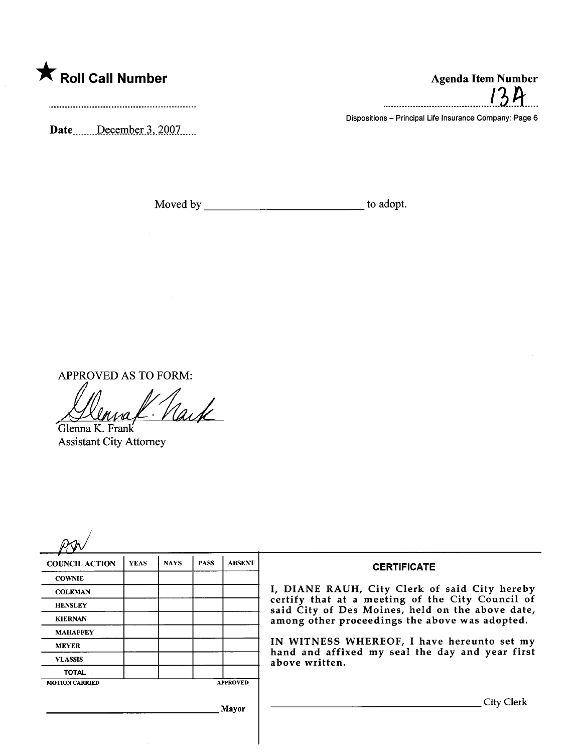★ **Roll Call Number**

..........................................................

**Date** December 3, 2007

**Agenda Item Number**

13A

Dispositions – Principal Life Insurance Company: Page 6

Moved by ____________________________ to adopt.

APPROVED AS TO FORM:

Glenna K. Frank
Assistant City Attorney

| COUNCIL ACTION | YEAS | NAYS | PASS | ABSENT |
|---|---|---|---|---|
| COWNIE | | | | |
| COLEMAN | | | | |
| HENSLEY | | | | |
| KIERNAN | | | | |
| MAHAFFEY | | | | |
| MEYER | | | | |
| VLASSIS | | | | |
| TOTAL | | | | |

MOTION CARRIED APPROVED

______________________________ Mayor

**CERTIFICATE**

I, DIANE RAUH, City Clerk of said City hereby certify that at a meeting of the City Council of said City of Des Moines, held on the above date, among other proceedings the above was adopted.

IN WITNESS WHEREOF, I have hereunto set my hand and affixed my seal the day and year first above written.

______________________________ City Clerk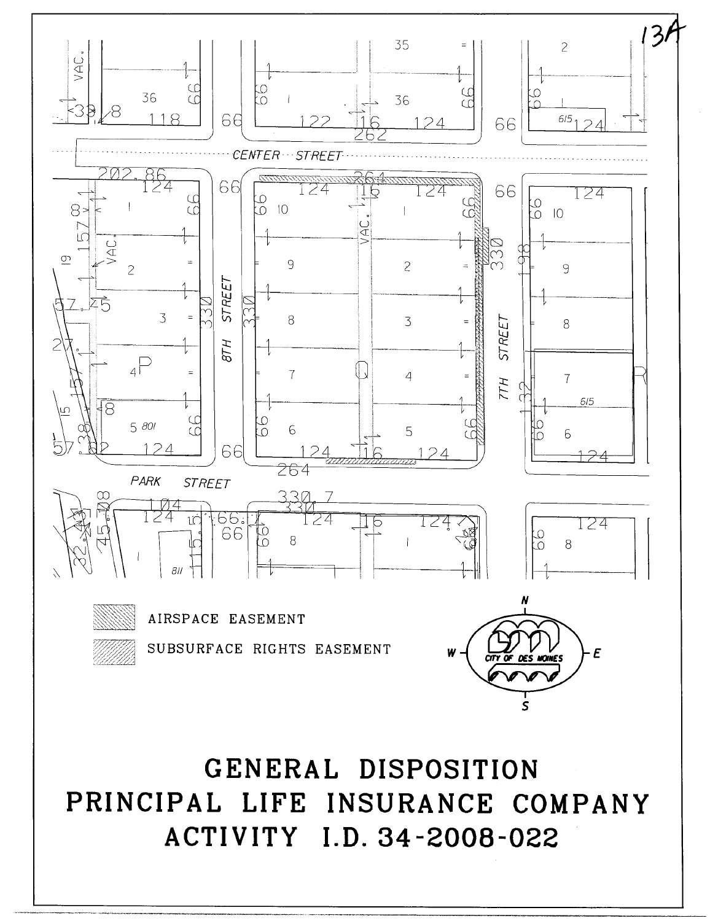13A

CENTER STREET

8TH STREET

7TH STREET

PARK STREET

AIRSPACE EASEMENT

SUBSURFACE RIGHTS EASEMENT

N

W

E

S

CITY OF DES MOINES

# GENERAL DISPOSITION
# PRINCIPAL LIFE INSURANCE COMPANY
# ACTIVITY I.D. 34-2008-022